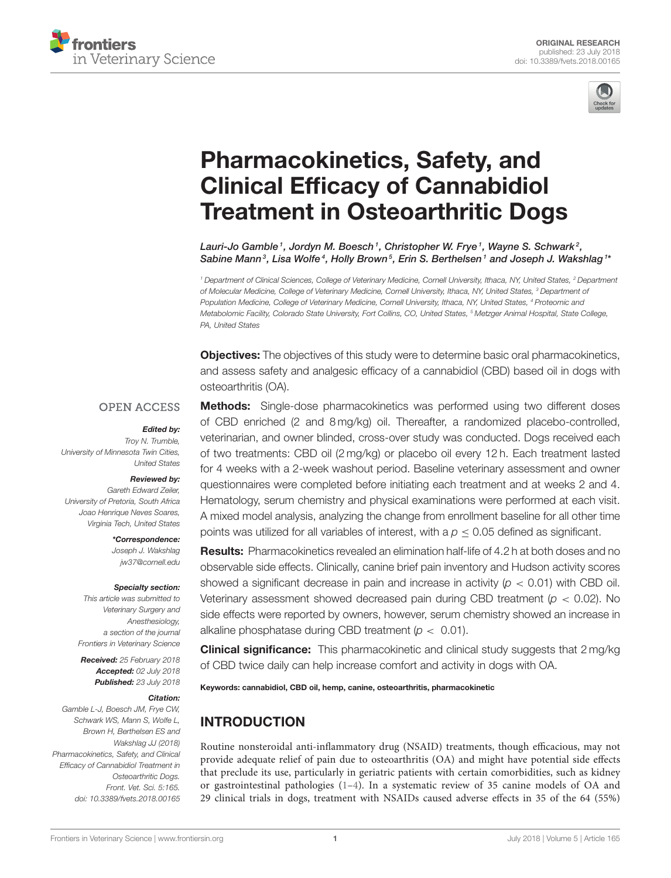ORIGINAL RESEARCH
published: 23 July 2018
doi: 10.3389/fvets.2018.00165

# Pharmacokinetics, Safety, and Clinical Efficacy of Cannabidiol Treatment in Osteoarthritic Dogs

*Lauri-Jo Gamble[1], Jordyn M. Boesch[1], Christopher W. Frye[1], Wayne S. Schwark[2], Sabine Mann[3], Lisa Wolfe[4], Holly Brown[5], Erin S. Berthelsen[1] and Joseph J. Wakshlag[1]\**

[1] Department of Clinical Sciences, College of Veterinary Medicine, Cornell University, Ithaca, NY, United States, [2] Department of Molecular Medicine, College of Veterinary Medicine, Cornell University, Ithaca, NY, United States, [3] Department of Population Medicine, College of Veterinary Medicine, Cornell University, Ithaca, NY, United States, [4] Proteomic and Metabolomic Facility, Colorado State University, Fort Collins, CO, United States, [5] Metzger Animal Hospital, State College, PA, United States

**Objectives:** The objectives of this study were to determine basic oral pharmacokinetics, and assess safety and analgesic efficacy of a cannabidiol (CBD) based oil in dogs with osteoarthritis (OA).

**Methods:** Single-dose pharmacokinetics was performed using two different doses of CBD enriched (2 and 8 mg/kg) oil. Thereafter, a randomized placebo-controlled, veterinarian, and owner blinded, cross-over study was conducted. Dogs received each of two treatments: CBD oil (2 mg/kg) or placebo oil every 12 h. Each treatment lasted for 4 weeks with a 2-week washout period. Baseline veterinary assessment and owner questionnaires were completed before initiating each treatment and at weeks 2 and 4. Hematology, serum chemistry and physical examinations were performed at each visit. A mixed model analysis, analyzing the change from enrollment baseline for all other time points was utilized for all variables of interest, with a $p \leq 0.05$ defined as significant.

**Results:** Pharmacokinetics revealed an elimination half-life of 4.2 h at both doses and no observable side effects. Clinically, canine brief pain inventory and Hudson activity scores showed a significant decrease in pain and increase in activity ($p < 0.01$) with CBD oil. Veterinary assessment showed decreased pain during CBD treatment ($p < 0.02$). No side effects were reported by owners, however, serum chemistry showed an increase in alkaline phosphatase during CBD treatment ($p < 0.01$).

**Clinical significance:** This pharmacokinetic and clinical study suggests that 2 mg/kg of CBD twice daily can help increase comfort and activity in dogs with OA.

**Keywords:** cannabidiol, CBD oil, hemp, canine, osteoarthritis, pharmacokinetic

OPEN ACCESS

***Edited by:***
Troy N. Trumble,
University of Minnesota Twin Cities, United States

***Reviewed by:***
Gareth Edward Zeiler,
University of Pretoria, South Africa
Joao Henrique Neves Soares,
Virginia Tech, United States

***\*Correspondence:***
Joseph J. Wakshlag
jw37@cornell.edu

***Specialty section:***
This article was submitted to Veterinary Surgery and Anesthesiology, a section of the journal Frontiers in Veterinary Science

***Received:*** 25 February 2018
***Accepted:*** 02 July 2018
***Published:*** 23 July 2018

***Citation:***
Gamble L-J, Boesch JM, Frye CW, Schwark WS, Mann S, Wolfe L, Brown H, Berthelsen ES and Wakshlag JJ (2018) Pharmacokinetics, Safety, and Clinical Efficacy of Cannabidiol Treatment in Osteoarthritic Dogs. Front. Vet. Sci. 5:165. doi: 10.3389/fvets.2018.00165

## INTRODUCTION

Routine nonsteroidal anti-inflammatory drug (NSAID) treatments, though efficacious, may not provide adequate relief of pain due to osteoarthritis (OA) and might have potential side effects that preclude its use, particularly in geriatric patients with certain comorbidities, such as kidney or gastrointestinal pathologies (1–4). In a systematic review of 35 canine models of OA and 29 clinical trials in dogs, treatment with NSAIDs caused adverse effects in 35 of the 64 (55%)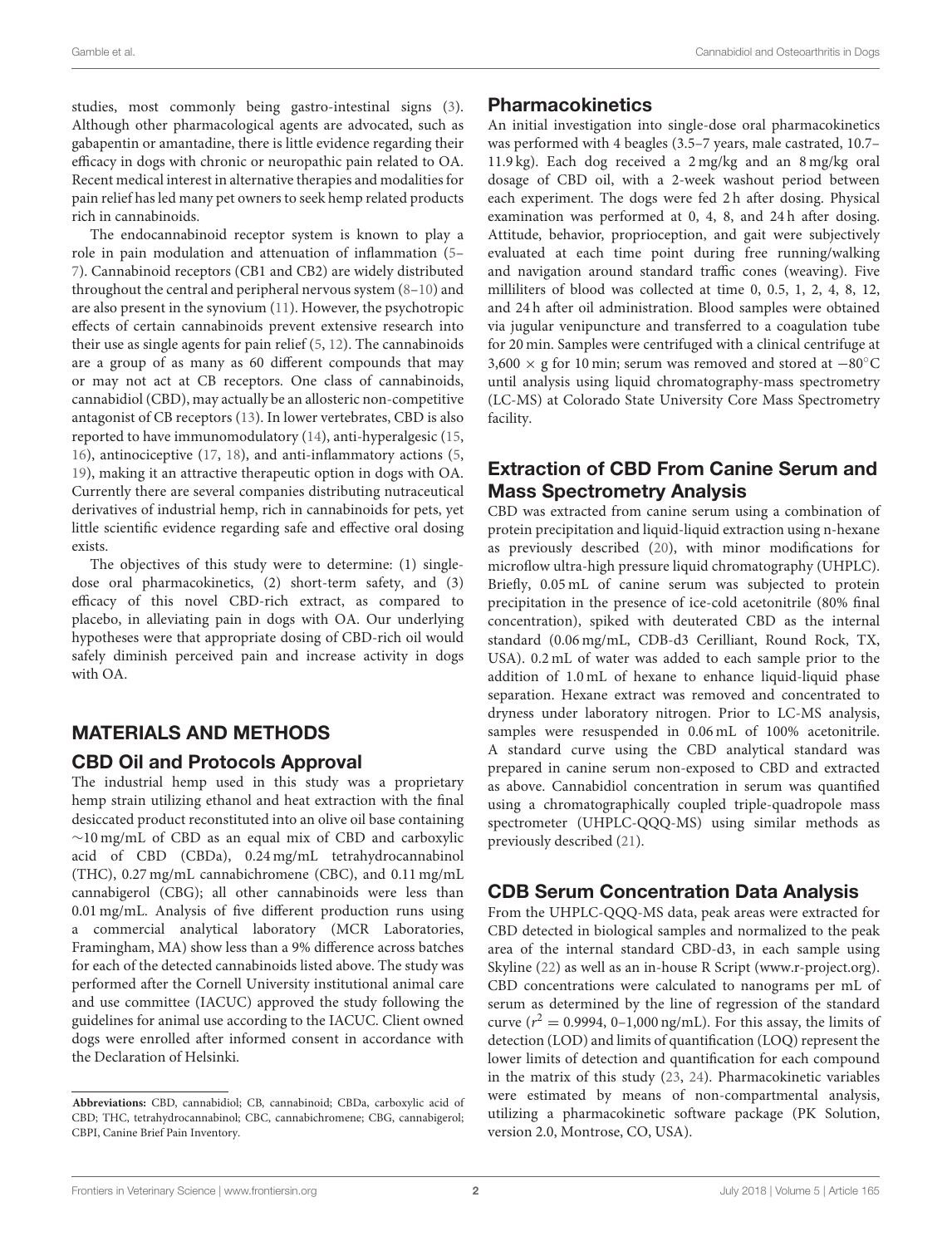studies, most commonly being gastro-intestinal signs (3). Although other pharmacological agents are advocated, such as gabapentin or amantadine, there is little evidence regarding their efficacy in dogs with chronic or neuropathic pain related to OA. Recent medical interest in alternative therapies and modalities for pain relief has led many pet owners to seek hemp related products rich in cannabinoids.

The endocannabinoid receptor system is known to play a role in pain modulation and attenuation of inflammation (5–7). Cannabinoid receptors (CB1 and CB2) are widely distributed throughout the central and peripheral nervous system (8–10) and are also present in the synovium (11). However, the psychotropic effects of certain cannabinoids prevent extensive research into their use as single agents for pain relief (5, 12). The cannabinoids are a group of as many as 60 different compounds that may or may not act at CB receptors. One class of cannabinoids, cannabidiol (CBD), may actually be an allosteric non-competitive antagonist of CB receptors (13). In lower vertebrates, CBD is also reported to have immunomodulatory (14), anti-hyperalgesic (15, 16), antinociceptive (17, 18), and anti-inflammatory actions (5, 19), making it an attractive therapeutic option in dogs with OA. Currently there are several companies distributing nutraceutical derivatives of industrial hemp, rich in cannabinoids for pets, yet little scientific evidence regarding safe and effective oral dosing exists.

The objectives of this study were to determine: (1) single-dose oral pharmacokinetics, (2) short-term safety, and (3) efficacy of this novel CBD-rich extract, as compared to placebo, in alleviating pain in dogs with OA. Our underlying hypotheses were that appropriate dosing of CBD-rich oil would safely diminish perceived pain and increase activity in dogs with OA.

## MATERIALS AND METHODS

### CBD Oil and Protocols Approval

The industrial hemp used in this study was a proprietary hemp strain utilizing ethanol and heat extraction with the final desiccated product reconstituted into an olive oil base containing ~10 mg/mL of CBD as an equal mix of CBD and carboxylic acid of CBD (CBDa), 0.24 mg/mL tetrahydrocannabinol (THC), 0.27 mg/mL cannabichromene (CBC), and 0.11 mg/mL cannabigerol (CBG); all other cannabinoids were less than 0.01 mg/mL. Analysis of five different production runs using a commercial analytical laboratory (MCR Laboratories, Framingham, MA) show less than a 9% difference across batches for each of the detected cannabinoids listed above. The study was performed after the Cornell University institutional animal care and use committee (IACUC) approved the study following the guidelines for animal use according to the IACUC. Client owned dogs were enrolled after informed consent in accordance with the Declaration of Helsinki.

### Pharmacokinetics

An initial investigation into single-dose oral pharmacokinetics was performed with 4 beagles (3.5–7 years, male castrated, 10.7–11.9 kg). Each dog received a 2 mg/kg and an 8 mg/kg oral dosage of CBD oil, with a 2-week washout period between each experiment. The dogs were fed 2 h after dosing. Physical examination was performed at 0, 4, 8, and 24 h after dosing. Attitude, behavior, proprioception, and gait were subjectively evaluated at each time point during free running/walking and navigation around standard traffic cones (weaving). Five milliliters of blood was collected at time 0, 0.5, 1, 2, 4, 8, 12, and 24 h after oil administration. Blood samples were obtained via jugular venipuncture and transferred to a coagulation tube for 20 min. Samples were centrifuged with a clinical centrifuge at 3,600 × g for 10 min; serum was removed and stored at −80°C until analysis using liquid chromatography-mass spectrometry (LC-MS) at Colorado State University Core Mass Spectrometry facility.

### Extraction of CBD From Canine Serum and Mass Spectrometry Analysis

CBD was extracted from canine serum using a combination of protein precipitation and liquid-liquid extraction using n-hexane as previously described (20), with minor modifications for microflow ultra-high pressure liquid chromatography (UHPLC). Briefly, 0.05 mL of canine serum was subjected to protein precipitation in the presence of ice-cold acetonitrile (80% final concentration), spiked with deuterated CBD as the internal standard (0.06 mg/mL, CDB-d3 Cerilliant, Round Rock, TX, USA). 0.2 mL of water was added to each sample prior to the addition of 1.0 mL of hexane to enhance liquid-liquid phase separation. Hexane extract was removed and concentrated to dryness under laboratory nitrogen. Prior to LC-MS analysis, samples were resuspended in 0.06 mL of 100% acetonitrile. A standard curve using the CBD analytical standard was prepared in canine serum non-exposed to CBD and extracted as above. Cannabidiol concentration in serum was quantified using a chromatographically coupled triple-quadropole mass spectrometer (UHPLC-QQQ-MS) using similar methods as previously described (21).

### CDB Serum Concentration Data Analysis

From the UHPLC-QQQ-MS data, peak areas were extracted for CBD detected in biological samples and normalized to the peak area of the internal standard CBD-d3, in each sample using Skyline (22) as well as an in-house R Script (www.r-project.org). CBD concentrations were calculated to nanograms per mL of serum as determined by the line of regression of the standard curve ($r^2 = 0.9994$, 0–1,000 ng/mL). For this assay, the limits of detection (LOD) and limits of quantification (LOQ) represent the lower limits of detection and quantification for each compound in the matrix of this study (23, 24). Pharmacokinetic variables were estimated by means of non-compartmental analysis, utilizing a pharmacokinetic software package (PK Solution, version 2.0, Montrose, CO, USA).

---

**Abbreviations:** CBD, cannabidiol; CB, cannabinoid; CBDa, carboxylic acid of CBD; THC, tetrahydrocannabinol; CBC, cannabichromene; CBG, cannabigerol; CBPI, Canine Brief Pain Inventory.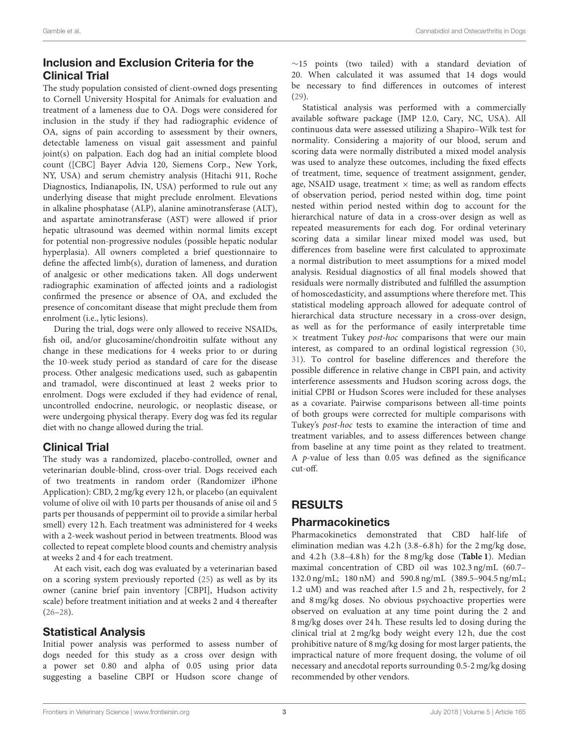## Inclusion and Exclusion Criteria for the Clinical Trial

The study population consisted of client-owned dogs presenting to Cornell University Hospital for Animals for evaluation and treatment of a lameness due to OA. Dogs were considered for inclusion in the study if they had radiographic evidence of OA, signs of pain according to assessment by their owners, detectable lameness on visual gait assessment and painful joint(s) on palpation. Each dog had an initial complete blood count ([CBC] Bayer Advia 120, Siemens Corp., New York, NY, USA) and serum chemistry analysis (Hitachi 911, Roche Diagnostics, Indianapolis, IN, USA) performed to rule out any underlying disease that might preclude enrolment. Elevations in alkaline phosphatase (ALP), alanine aminotransferase (ALT), and aspartate aminotransferase (AST) were allowed if prior hepatic ultrasound was deemed within normal limits except for potential non-progressive nodules (possible hepatic nodular hyperplasia). All owners completed a brief questionnaire to define the affected limb(s), duration of lameness, and duration of analgesic or other medications taken. All dogs underwent radiographic examination of affected joints and a radiologist confirmed the presence or absence of OA, and excluded the presence of concomitant disease that might preclude them from enrolment (i.e., lytic lesions).

During the trial, dogs were only allowed to receive NSAIDs, fish oil, and/or glucosamine/chondroitin sulfate without any change in these medications for 4 weeks prior to or during the 10-week study period as standard of care for the disease process. Other analgesic medications used, such as gabapentin and tramadol, were discontinued at least 2 weeks prior to enrolment. Dogs were excluded if they had evidence of renal, uncontrolled endocrine, neurologic, or neoplastic disease, or were undergoing physical therapy. Every dog was fed its regular diet with no change allowed during the trial.

## Clinical Trial

The study was a randomized, placebo-controlled, owner and veterinarian double-blind, cross-over trial. Dogs received each of two treatments in random order (Randomizer iPhone Application): CBD, 2 mg/kg every 12 h, or placebo (an equivalent volume of olive oil with 10 parts per thousands of anise oil and 5 parts per thousands of peppermint oil to provide a similar herbal smell) every 12 h. Each treatment was administered for 4 weeks with a 2-week washout period in between treatments. Blood was collected to repeat complete blood counts and chemistry analysis at weeks 2 and 4 for each treatment.

At each visit, each dog was evaluated by a veterinarian based on a scoring system previously reported (25) as well as by its owner (canine brief pain inventory [CBPI], Hudson activity scale) before treatment initiation and at weeks 2 and 4 thereafter (26–28).

## Statistical Analysis

Initial power analysis was performed to assess number of dogs needed for this study as a cross over design with a power set 0.80 and alpha of 0.05 using prior data suggesting a baseline CBPI or Hudson score change of ~15 points (two tailed) with a standard deviation of 20. When calculated it was assumed that 14 dogs would be necessary to find differences in outcomes of interest (29).

Statistical analysis was performed with a commercially available software package (JMP 12.0, Cary, NC, USA). All continuous data were assessed utilizing a Shapiro–Wilk test for normality. Considering a majority of our blood, serum and scoring data were normally distributed a mixed model analysis was used to analyze these outcomes, including the fixed effects of treatment, time, sequence of treatment assignment, gender, age, NSAID usage, treatment × time; as well as random effects of observation period, period nested within dog, time point nested within period nested within dog to account for the hierarchical nature of data in a cross-over design as well as repeated measurements for each dog. For ordinal veterinary scoring data a similar linear mixed model was used, but differences from baseline were first calculated to approximate a normal distribution to meet assumptions for a mixed model analysis. Residual diagnostics of all final models showed that residuals were normally distributed and fulfilled the assumption of homoscedasticity, and assumptions where therefore met. This statistical modeling approach allowed for adequate control of hierarchical data structure necessary in a cross-over design, as well as for the performance of easily interpretable time × treatment Tukey *post-hoc* comparisons that were our main interest, as compared to an ordinal logistical regression (30, 31). To control for baseline differences and therefore the possible difference in relative change in CBPI pain, and activity interference assessments and Hudson scoring across dogs, the initial CPBI or Hudson Scores were included for these analyses as a covariate. Pairwise comparisons between all-time points of both groups were corrected for multiple comparisons with Tukey's *post-hoc* tests to examine the interaction of time and treatment variables, and to assess differences between change from baseline at any time point as they related to treatment. A *p*-value of less than 0.05 was defined as the significance cut-off.

# RESULTS

## Pharmacokinetics

Pharmacokinetics demonstrated that CBD half-life of elimination median was 4.2 h (3.8–6.8 h) for the 2 mg/kg dose, and 4.2 h (3.8–4.8 h) for the 8 mg/kg dose (**Table 1**). Median maximal concentration of CBD oil was 102.3 ng/mL (60.7–132.0 ng/mL; 180 nM) and 590.8 ng/mL (389.5–904.5 ng/mL; 1.2 uM) and was reached after 1.5 and 2 h, respectively, for 2 and 8 mg/kg doses. No obvious psychoactive properties were observed on evaluation at any time point during the 2 and 8 mg/kg doses over 24 h. These results led to dosing during the clinical trial at 2 mg/kg body weight every 12 h, due the cost prohibitive nature of 8 mg/kg dosing for most larger patients, the impractical nature of more frequent dosing, the volume of oil necessary and anecdotal reports surrounding 0.5-2 mg/kg dosing recommended by other vendors.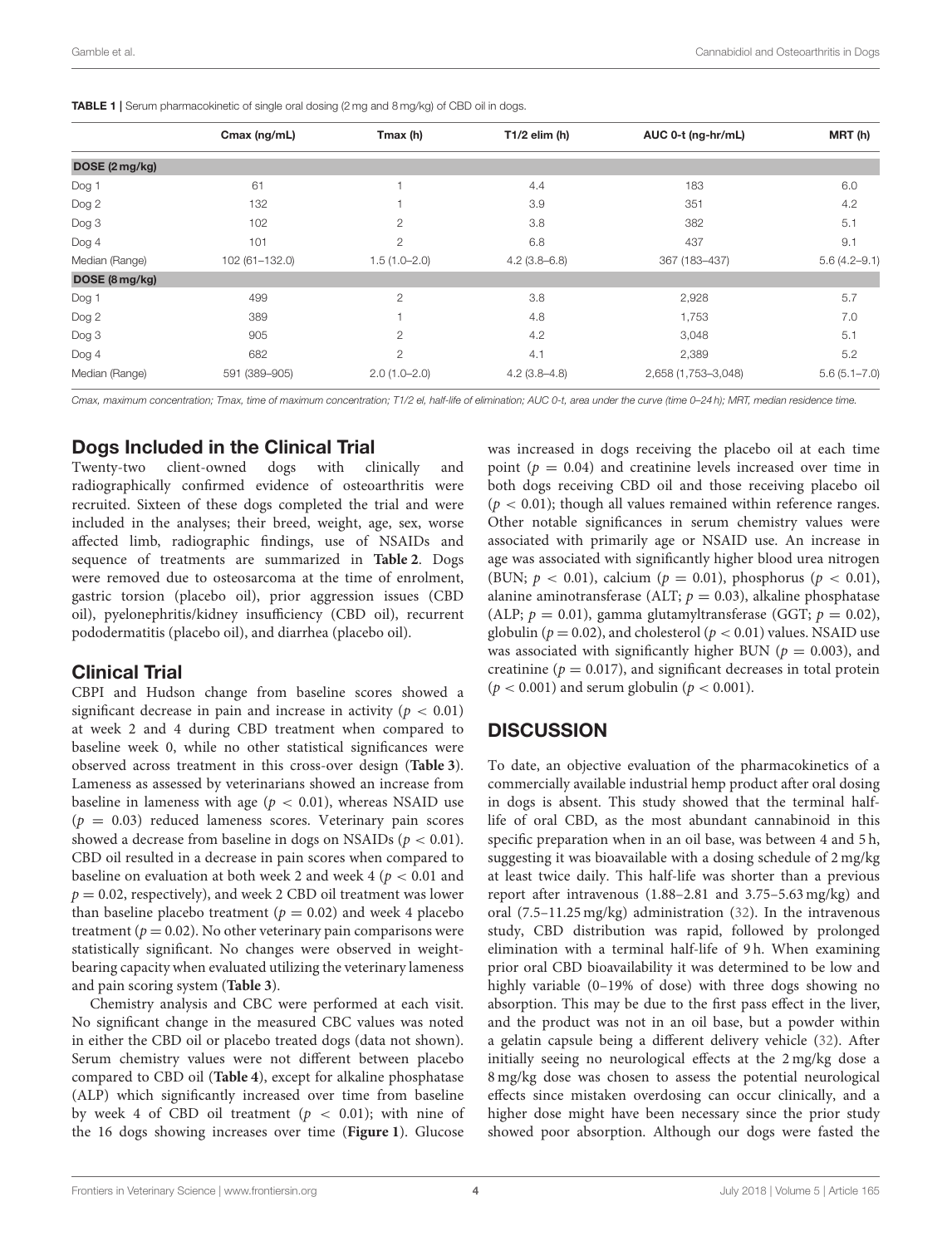**TABLE 1** | Serum pharmacokinetic of single oral dosing (2 mg and 8 mg/kg) of CBD oil in dogs.

| | Cmax (ng/mL) | Tmax (h) | T1/2 elim (h) | AUC 0-t (ng-hr/mL) | MRT (h) |
|---|---|---|---|---|---|
| **DOSE (2 mg/kg)** | | | | | |
| Dog 1 | 61 | 1 | 4.4 | 183 | 6.0 |
| Dog 2 | 132 | 1 | 3.9 | 351 | 4.2 |
| Dog 3 | 102 | 2 | 3.8 | 382 | 5.1 |
| Dog 4 | 101 | 2 | 6.8 | 437 | 9.1 |
| Median (Range) | 102 (61–132.0) | 1.5 (1.0–2.0) | 4.2 (3.8–6.8) | 367 (183–437) | 5.6 (4.2–9.1) |
| **DOSE (8 mg/kg)** | | | | | |
| Dog 1 | 499 | 2 | 3.8 | 2,928 | 5.7 |
| Dog 2 | 389 | 1 | 4.8 | 1,753 | 7.0 |
| Dog 3 | 905 | 2 | 4.2 | 3,048 | 5.1 |
| Dog 4 | 682 | 2 | 4.1 | 2,389 | 5.2 |
| Median (Range) | 591 (389–905) | 2.0 (1.0–2.0) | 4.2 (3.8–4.8) | 2,658 (1,753–3,048) | 5.6 (5.1–7.0) |

*Cmax, maximum concentration; Tmax, time of maximum concentration; T1/2 el, half-life of elimination; AUC 0-t, area under the curve (time 0–24 h); MRT, median residence time.*

## Dogs Included in the Clinical Trial

Twenty-two client-owned dogs with clinically and radiographically confirmed evidence of osteoarthritis were recruited. Sixteen of these dogs completed the trial and were included in the analyses; their breed, weight, age, sex, worse affected limb, radiographic findings, use of NSAIDs and sequence of treatments are summarized in **Table 2**. Dogs were removed due to osteosarcoma at the time of enrolment, gastric torsion (placebo oil), prior aggression issues (CBD oil), pyelonephritis/kidney insufficiency (CBD oil), recurrent pododermatitis (placebo oil), and diarrhea (placebo oil).

## Clinical Trial

CBPI and Hudson change from baseline scores showed a significant decrease in pain and increase in activity ($p < 0.01$) at week 2 and 4 during CBD treatment when compared to baseline week 0, while no other statistical significances were observed across treatment in this cross-over design (**Table 3**). Lameness as assessed by veterinarians showed an increase from baseline in lameness with age ($p < 0.01$), whereas NSAID use ($p = 0.03$) reduced lameness scores. Veterinary pain scores showed a decrease from baseline in dogs on NSAIDs ($p < 0.01$). CBD oil resulted in a decrease in pain scores when compared to baseline on evaluation at both week 2 and week 4 ($p < 0.01$ and $p = 0.02$, respectively), and week 2 CBD oil treatment was lower than baseline placebo treatment ($p = 0.02$) and week 4 placebo treatment ($p = 0.02$). No other veterinary pain comparisons were statistically significant. No changes were observed in weight-bearing capacity when evaluated utilizing the veterinary lameness and pain scoring system (**Table 3**).

Chemistry analysis and CBC were performed at each visit. No significant change in the measured CBC values was noted in either the CBD oil or placebo treated dogs (data not shown). Serum chemistry values were not different between placebo compared to CBD oil (**Table 4**), except for alkaline phosphatase (ALP) which significantly increased over time from baseline by week 4 of CBD oil treatment ($p < 0.01$); with nine of the 16 dogs showing increases over time (**Figure 1**). Glucose was increased in dogs receiving the placebo oil at each time point ($p = 0.04$) and creatinine levels increased over time in both dogs receiving CBD oil and those receiving placebo oil ($p < 0.01$); though all values remained within reference ranges. Other notable significances in serum chemistry values were associated with primarily age or NSAID use. An increase in age was associated with significantly higher blood urea nitrogen (BUN; $p < 0.01$), calcium ($p = 0.01$), phosphorus ($p < 0.01$), alanine aminotransferase (ALT; $p = 0.03$), alkaline phosphatase (ALP; $p = 0.01$), gamma glutamyltransferase (GGT; $p = 0.02$), globulin ($p = 0.02$), and cholesterol ($p < 0.01$) values. NSAID use was associated with significantly higher BUN ($p = 0.003$), and creatinine ($p = 0.017$), and significant decreases in total protein ($p < 0.001$) and serum globulin ($p < 0.001$).

# DISCUSSION

To date, an objective evaluation of the pharmacokinetics of a commercially available industrial hemp product after oral dosing in dogs is absent. This study showed that the terminal half-life of oral CBD, as the most abundant cannabinoid in this specific preparation when in an oil base, was between 4 and 5 h, suggesting it was bioavailable with a dosing schedule of 2 mg/kg at least twice daily. This half-life was shorter than a previous report after intravenous (1.88–2.81 and 3.75–5.63 mg/kg) and oral (7.5–11.25 mg/kg) administration (32). In the intravenous study, CBD distribution was rapid, followed by prolonged elimination with a terminal half-life of 9 h. When examining prior oral CBD bioavailability it was determined to be low and highly variable (0–19% of dose) with three dogs showing no absorption. This may be due to the first pass effect in the liver, and the product was not in an oil base, but a powder within a gelatin capsule being a different delivery vehicle (32). After initially seeing no neurological effects at the 2 mg/kg dose a 8 mg/kg dose was chosen to assess the potential neurological effects since mistaken overdosing can occur clinically, and a higher dose might have been necessary since the prior study showed poor absorption. Although our dogs were fasted the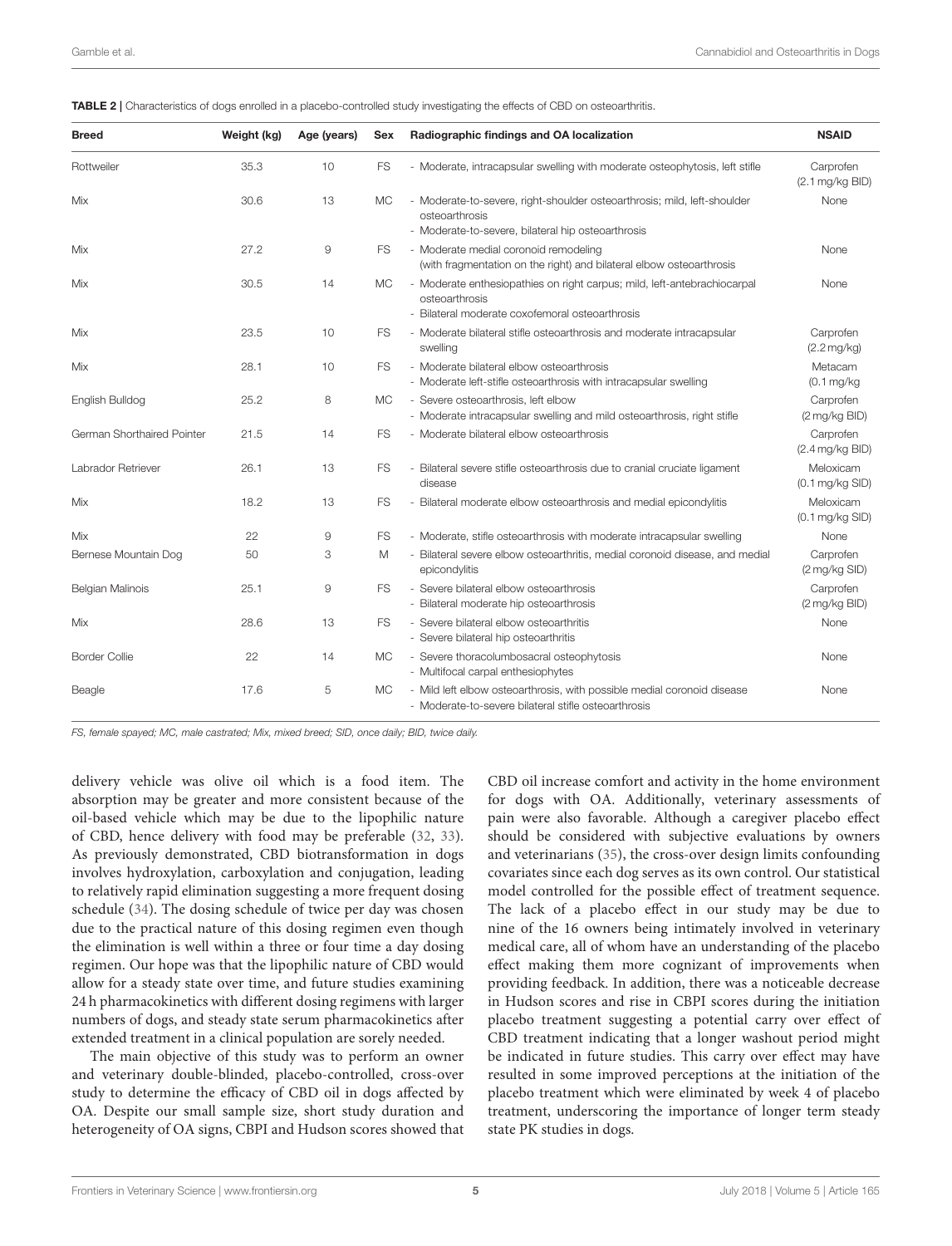**TABLE 2 |** Characteristics of dogs enrolled in a placebo-controlled study investigating the effects of CBD on osteoarthritis.

| Breed | Weight (kg) | Age (years) | Sex | Radiographic findings and OA localization | NSAID |
|---|---|---|---|---|---|
| Rottweiler | 35.3 | 10 | FS | - Moderate, intracapsular swelling with moderate osteophytosis, left stifle | Carprofen (2.1 mg/kg BID) |
| Mix | 30.6 | 13 | MC | - Moderate-to-severe, right-shoulder osteoarthrosis; mild, left-shoulder osteoarthrosis<br>- Moderate-to-severe, bilateral hip osteoarthrosis | None |
| Mix | 27.2 | 9 | FS | - Moderate medial coronoid remodeling (with fragmentation on the right) and bilateral elbow osteoarthrosis | None |
| Mix | 30.5 | 14 | MC | - Moderate enthesiopathies on right carpus; mild, left-antebrachiocarpal osteoarthrosis<br>- Bilateral moderate coxofemoral osteoarthrosis | None |
| Mix | 23.5 | 10 | FS | - Moderate bilateral stifle osteoarthrosis and moderate intracapsular swelling | Carprofen (2.2 mg/kg) |
| Mix | 28.1 | 10 | FS | - Moderate bilateral elbow osteoarthrosis<br>- Moderate left-stifle osteoarthrosis with intracapsular swelling | Metacam (0.1 mg/kg |
| English Bulldog | 25.2 | 8 | MC | - Severe osteoarthrosis, left elbow<br>- Moderate intracapsular swelling and mild osteoarthrosis, right stifle | Carprofen (2 mg/kg BID) |
| German Shorthaired Pointer | 21.5 | 14 | FS | - Moderate bilateral elbow osteoarthrosis | Carprofen (2.4 mg/kg BID) |
| Labrador Retriever | 26.1 | 13 | FS | - Bilateral severe stifle osteoarthrosis due to cranial cruciate ligament disease | Meloxicam (0.1 mg/kg SID) |
| Mix | 18.2 | 13 | FS | - Bilateral moderate elbow osteoarthrosis and medial epicondylitis | Meloxicam (0.1 mg/kg SID) |
| Mix | 22 | 9 | FS | - Moderate, stifle osteoarthrosis with moderate intracapsular swelling | None |
| Bernese Mountain Dog | 50 | 3 | M | - Bilateral severe elbow osteoarthritis, medial coronoid disease, and medial epicondylitis | Carprofen (2 mg/kg SID) |
| Belgian Malinois | 25.1 | 9 | FS | - Severe bilateral elbow osteoarthrosis<br>- Bilateral moderate hip osteoarthrosis | Carprofen (2 mg/kg BID) |
| Mix | 28.6 | 13 | FS | - Severe bilateral elbow osteoarthritis<br>- Severe bilateral hip osteoarthritis | None |
| Border Collie | 22 | 14 | MC | - Severe thoracolumbosacral osteophytosis<br>- Multifocal carpal enthesiophytes | None |
| Beagle | 17.6 | 5 | MC | - Mild left elbow osteoarthrosis, with possible medial coronoid disease<br>- Moderate-to-severe bilateral stifle osteoarthrosis | None |

*FS, female spayed; MC, male castrated; Mix, mixed breed; SID, once daily; BID, twice daily.*

delivery vehicle was olive oil which is a food item. The absorption may be greater and more consistent because of the oil-based vehicle which may be due to the lipophilic nature of CBD, hence delivery with food may be preferable (32, 33). As previously demonstrated, CBD biotransformation in dogs involves hydroxylation, carboxylation and conjugation, leading to relatively rapid elimination suggesting a more frequent dosing schedule (34). The dosing schedule of twice per day was chosen due to the practical nature of this dosing regimen even though the elimination is well within a three or four time a day dosing regimen. Our hope was that the lipophilic nature of CBD would allow for a steady state over time, and future studies examining 24 h pharmacokinetics with different dosing regimens with larger numbers of dogs, and steady state serum pharmacokinetics after extended treatment in a clinical population are sorely needed.

The main objective of this study was to perform an owner and veterinary double-blinded, placebo-controlled, cross-over study to determine the efficacy of CBD oil in dogs affected by OA. Despite our small sample size, short study duration and heterogeneity of OA signs, CBPI and Hudson scores showed that CBD oil increase comfort and activity in the home environment for dogs with OA. Additionally, veterinary assessments of pain were also favorable. Although a caregiver placebo effect should be considered with subjective evaluations by owners and veterinarians (35), the cross-over design limits confounding covariates since each dog serves as its own control. Our statistical model controlled for the possible effect of treatment sequence. The lack of a placebo effect in our study may be due to nine of the 16 owners being intimately involved in veterinary medical care, all of whom have an understanding of the placebo effect making them more cognizant of improvements when providing feedback. In addition, there was a noticeable decrease in Hudson scores and rise in CBPI scores during the initiation placebo treatment suggesting a potential carry over effect of CBD treatment indicating that a longer washout period might be indicated in future studies. This carry over effect may have resulted in some improved perceptions at the initiation of the placebo treatment which were eliminated by week 4 of placebo treatment, underscoring the importance of longer term steady state PK studies in dogs.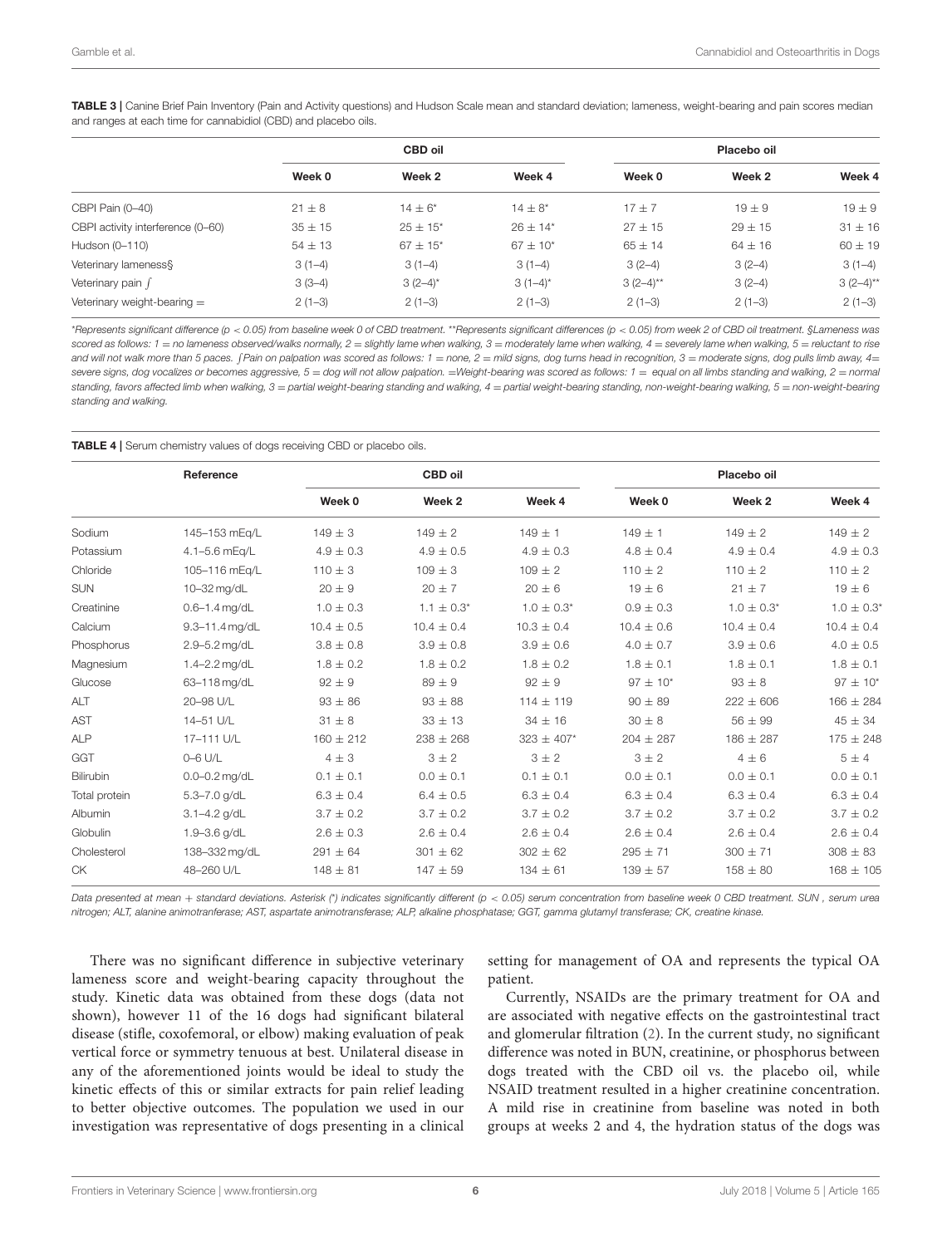**TABLE 3 |** Canine Brief Pain Inventory (Pain and Activity questions) and Hudson Scale mean and standard deviation; lameness, weight-bearing and pain scores median and ranges at each time for cannabidiol (CBD) and placebo oils.

| | CBD oil | | | Placebo oil | | |
|---|---|---|---|---|---|---|
| | Week 0 | Week 2 | Week 4 | Week 0 | Week 2 | Week 4 |
| CBPI Pain (0–40) | 21 ± 8 | 14 ± 6* | 14 ± 8* | 17 ± 7 | 19 ± 9 | 19 ± 9 |
| CBPI activity interference (0–60) | 35 ± 15 | 25 ± 15* | 26 ± 14* | 27 ± 15 | 29 ± 15 | 31 ± 16 |
| Hudson (0–110) | 54 ± 13 | 67 ± 15* | 67 ± 10* | 65 ± 14 | 64 ± 16 | 60 ± 19 |
| Veterinary lameness§ | 3 (1–4) | 3 (1–4) | 3 (1–4) | 3 (2–4) | 3 (2–4) | 3 (1–4) |
| Veterinary pain ∫ | 3 (3–4) | 3 (2–4)* | 3 (1–4)* | 3 (2–4)** | 3 (2–4) | 3 (2–4)** |
| Veterinary weight-bearing = | 2 (1–3) | 2 (1–3) | 2 (1–3) | 2 (1–3) | 2 (1–3) | 2 (1–3) |

*Represents significant difference ($p < 0.05$) from baseline week 0 of CBD treatment. **Represents significant differences ($p < 0.05$) from week 2 of CBD oil treatment. §Lameness was scored as follows: 1 = no lameness observed/walks normally, 2 = slightly lame when walking, 3 = moderately lame when walking, 4 = severely lame when walking, 5 = reluctant to rise and will not walk more than 5 paces. ∫Pain on palpation was scored as follows: 1 = none, 2 = mild signs, dog turns head in recognition, 3 = moderate signs, dog pulls limb away, 4= severe signs, dog vocalizes or becomes aggressive, 5 = dog will not allow palpation. =Weight-bearing was scored as follows: 1 = equal on all limbs standing and walking, 2 = normal standing, favors affected limb when walking, 3 = partial weight-bearing standing and walking, 4 = partial weight-bearing standing, non-weight-bearing walking, 5 = non-weight-bearing standing and walking.

**TABLE 4 |** Serum chemistry values of dogs receiving CBD or placebo oils.

| | Reference | CBD oil | | | Placebo oil | | |
|---|---|---|---|---|---|---|---|
| | | Week 0 | Week 2 | Week 4 | Week 0 | Week 2 | Week 4 |
| Sodium | 145–153 mEq/L | 149 ± 3 | 149 ± 2 | 149 ± 1 | 149 ± 1 | 149 ± 2 | 149 ± 2 |
| Potassium | 4.1–5.6 mEq/L | 4.9 ± 0.3 | 4.9 ± 0.5 | 4.9 ± 0.3 | 4.8 ± 0.4 | 4.9 ± 0.4 | 4.9 ± 0.3 |
| Chloride | 105–116 mEq/L | 110 ± 3 | 109 ± 3 | 109 ± 2 | 110 ± 2 | 110 ± 2 | 110 ± 2 |
| SUN | 10–32 mg/dL | 20 ± 9 | 20 ± 7 | 20 ± 6 | 19 ± 6 | 21 ± 7 | 19 ± 6 |
| Creatinine | 0.6–1.4 mg/dL | 1.0 ± 0.3 | 1.1 ± 0.3* | 1.0 ± 0.3* | 0.9 ± 0.3 | 1.0 ± 0.3* | 1.0 ± 0.3* |
| Calcium | 9.3–11.4 mg/dL | 10.4 ± 0.5 | 10.4 ± 0.4 | 10.3 ± 0.4 | 10.4 ± 0.6 | 10.4 ± 0.4 | 10.4 ± 0.4 |
| Phosphorus | 2.9–5.2 mg/dL | 3.8 ± 0.8 | 3.9 ± 0.8 | 3.9 ± 0.6 | 4.0 ± 0.7 | 3.9 ± 0.6 | 4.0 ± 0.5 |
| Magnesium | 1.4–2.2 mg/dL | 1.8 ± 0.2 | 1.8 ± 0.2 | 1.8 ± 0.2 | 1.8 ± 0.1 | 1.8 ± 0.1 | 1.8 ± 0.1 |
| Glucose | 63–118 mg/dL | 92 ± 9 | 89 ± 9 | 92 ± 9 | 97 ± 10* | 93 ± 8 | 97 ± 10* |
| ALT | 20–98 U/L | 93 ± 86 | 93 ± 88 | 114 ± 119 | 90 ± 89 | 222 ± 606 | 166 ± 284 |
| AST | 14–51 U/L | 31 ± 8 | 33 ± 13 | 34 ± 16 | 30 ± 8 | 56 ± 99 | 45 ± 34 |
| ALP | 17–111 U/L | 160 ± 212 | 238 ± 268 | 323 ± 407* | 204 ± 287 | 186 ± 287 | 175 ± 248 |
| GGT | 0–6 U/L | 4 ± 3 | 3 ± 2 | 3 ± 2 | 3 ± 2 | 4 ± 6 | 5 ± 4 |
| Bilirubin | 0.0–0.2 mg/dL | 0.1 ± 0.1 | 0.0 ± 0.1 | 0.1 ± 0.1 | 0.0 ± 0.1 | 0.0 ± 0.1 | 0.0 ± 0.1 |
| Total protein | 5.3–7.0 g/dL | 6.3 ± 0.4 | 6.4 ± 0.5 | 6.3 ± 0.4 | 6.3 ± 0.4 | 6.3 ± 0.4 | 6.3 ± 0.4 |
| Albumin | 3.1–4.2 g/dL | 3.7 ± 0.2 | 3.7 ± 0.2 | 3.7 ± 0.2 | 3.7 ± 0.2 | 3.7 ± 0.2 | 3.7 ± 0.2 |
| Globulin | 1.9–3.6 g/dL | 2.6 ± 0.3 | 2.6 ± 0.4 | 2.6 ± 0.4 | 2.6 ± 0.4 | 2.6 ± 0.4 | 2.6 ± 0.4 |
| Cholesterol | 138–332 mg/dL | 291 ± 64 | 301 ± 62 | 302 ± 62 | 295 ± 71 | 300 ± 71 | 308 ± 83 |
| CK | 48–260 U/L | 148 ± 81 | 147 ± 59 | 134 ± 61 | 139 ± 57 | 158 ± 80 | 168 ± 105 |

Data presented at mean + standard deviations. Asterisk (*) indicates significantly different ($p < 0.05$) serum concentration from baseline week 0 CBD treatment. SUN , serum urea nitrogen; ALT, alanine animotranferase; AST, aspartate animotransferase; ALP, alkaline phosphatase; GGT, gamma glutamyl transferase; CK, creatine kinase.

There was no significant difference in subjective veterinary lameness score and weight-bearing capacity throughout the study. Kinetic data was obtained from these dogs (data not shown), however 11 of the 16 dogs had significant bilateral disease (stifle, coxofemoral, or elbow) making evaluation of peak vertical force or symmetry tenuous at best. Unilateral disease in any of the aforementioned joints would be ideal to study the kinetic effects of this or similar extracts for pain relief leading to better objective outcomes. The population we used in our investigation was representative of dogs presenting in a clinical setting for management of OA and represents the typical OA patient.

Currently, NSAIDs are the primary treatment for OA and are associated with negative effects on the gastrointestinal tract and glomerular filtration (2). In the current study, no significant difference was noted in BUN, creatinine, or phosphorus between dogs treated with the CBD oil vs. the placebo oil, while NSAID treatment resulted in a higher creatinine concentration. A mild rise in creatinine from baseline was noted in both groups at weeks 2 and 4, the hydration status of the dogs was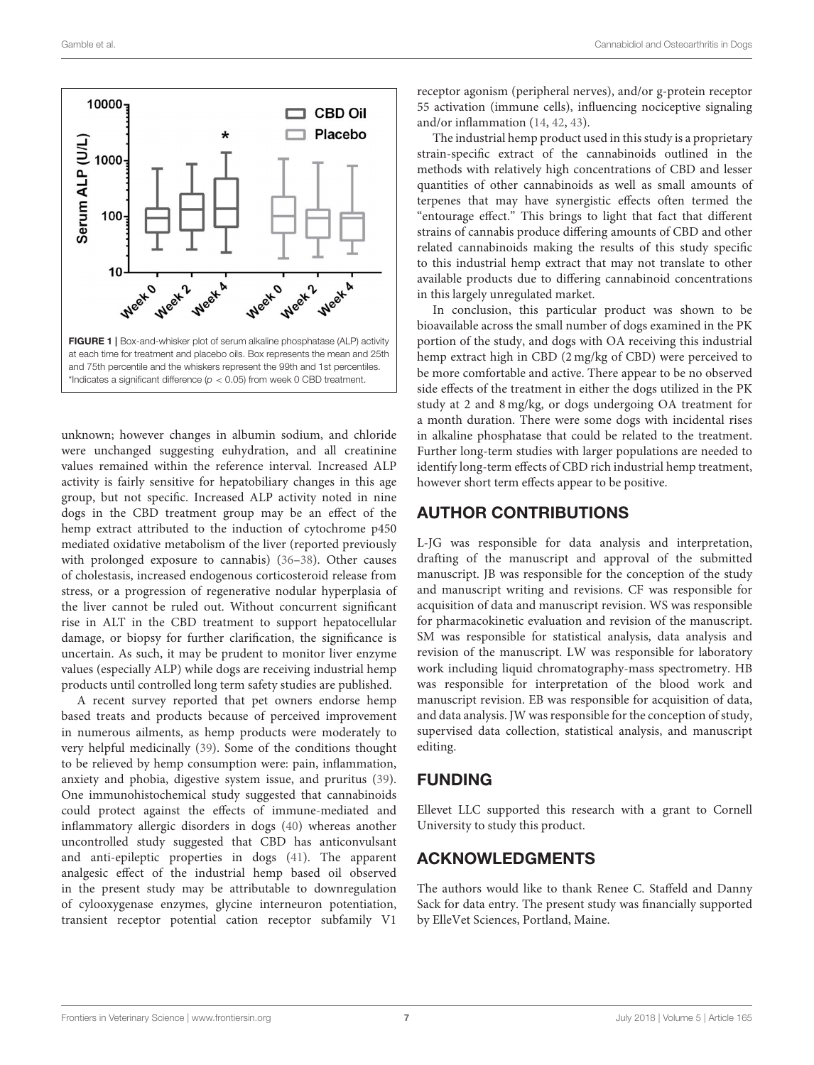FIGURE 1 | Box-and-whisker plot of serum alkaline phosphatase (ALP) activity at each time for treatment and placebo oils. Box represents the mean and 25th and 75th percentile and the whiskers represent the 99th and 1st percentiles. *Indicates a significant difference ($p < 0.05$) from week 0 CBD treatment.

unknown; however changes in albumin sodium, and chloride were unchanged suggesting euhydration, and all creatinine values remained within the reference interval. Increased ALP activity is fairly sensitive for hepatobiliary changes in this age group, but not specific. Increased ALP activity noted in nine dogs in the CBD treatment group may be an effect of the hemp extract attributed to the induction of cytochrome p450 mediated oxidative metabolism of the liver (reported previously with prolonged exposure to cannabis) (36–38). Other causes of cholestasis, increased endogenous corticosteroid release from stress, or a progression of regenerative nodular hyperplasia of the liver cannot be ruled out. Without concurrent significant rise in ALT in the CBD treatment to support hepatocellular damage, or biopsy for further clarification, the significance is uncertain. As such, it may be prudent to monitor liver enzyme values (especially ALP) while dogs are receiving industrial hemp products until controlled long term safety studies are published.

A recent survey reported that pet owners endorse hemp based treats and products because of perceived improvement in numerous ailments, as hemp products were moderately to very helpful medicinally (39). Some of the conditions thought to be relieved by hemp consumption were: pain, inflammation, anxiety and phobia, digestive system issue, and pruritus (39). One immunohistochemical study suggested that cannabinoids could protect against the effects of immune-mediated and inflammatory allergic disorders in dogs (40) whereas another uncontrolled study suggested that CBD has anticonvulsant and anti-epileptic properties in dogs (41). The apparent analgesic effect of the industrial hemp based oil observed in the present study may be attributable to downregulation of cylooxygenase enzymes, glycine interneuron potentiation, transient receptor potential cation receptor subfamily V1 receptor agonism (peripheral nerves), and/or g-protein receptor 55 activation (immune cells), influencing nociceptive signaling and/or inflammation (14, 42, 43).

The industrial hemp product used in this study is a proprietary strain-specific extract of the cannabinoids outlined in the methods with relatively high concentrations of CBD and lesser quantities of other cannabinoids as well as small amounts of terpenes that may have synergistic effects often termed the "entourage effect." This brings to light that fact that different strains of cannabis produce differing amounts of CBD and other related cannabinoids making the results of this study specific to this industrial hemp extract that may not translate to other available products due to differing cannabinoid concentrations in this largely unregulated market.

In conclusion, this particular product was shown to be bioavailable across the small number of dogs examined in the PK portion of the study, and dogs with OA receiving this industrial hemp extract high in CBD (2 mg/kg of CBD) were perceived to be more comfortable and active. There appear to be no observed side effects of the treatment in either the dogs utilized in the PK study at 2 and 8 mg/kg, or dogs undergoing OA treatment for a month duration. There were some dogs with incidental rises in alkaline phosphatase that could be related to the treatment. Further long-term studies with larger populations are needed to identify long-term effects of CBD rich industrial hemp treatment, however short term effects appear to be positive.

## AUTHOR CONTRIBUTIONS

L-JG was responsible for data analysis and interpretation, drafting of the manuscript and approval of the submitted manuscript. JB was responsible for the conception of the study and manuscript writing and revisions. CF was responsible for acquisition of data and manuscript revision. WS was responsible for pharmacokinetic evaluation and revision of the manuscript. SM was responsible for statistical analysis, data analysis and revision of the manuscript. LW was responsible for laboratory work including liquid chromatography-mass spectrometry. HB was responsible for interpretation of the blood work and manuscript revision. EB was responsible for acquisition of data, and data analysis. JW was responsible for the conception of study, supervised data collection, statistical analysis, and manuscript editing.

## FUNDING

Ellevet LLC supported this research with a grant to Cornell University to study this product.

## ACKNOWLEDGMENTS

The authors would like to thank Renee C. Staffeld and Danny Sack for data entry. The present study was financially supported by ElleVet Sciences, Portland, Maine.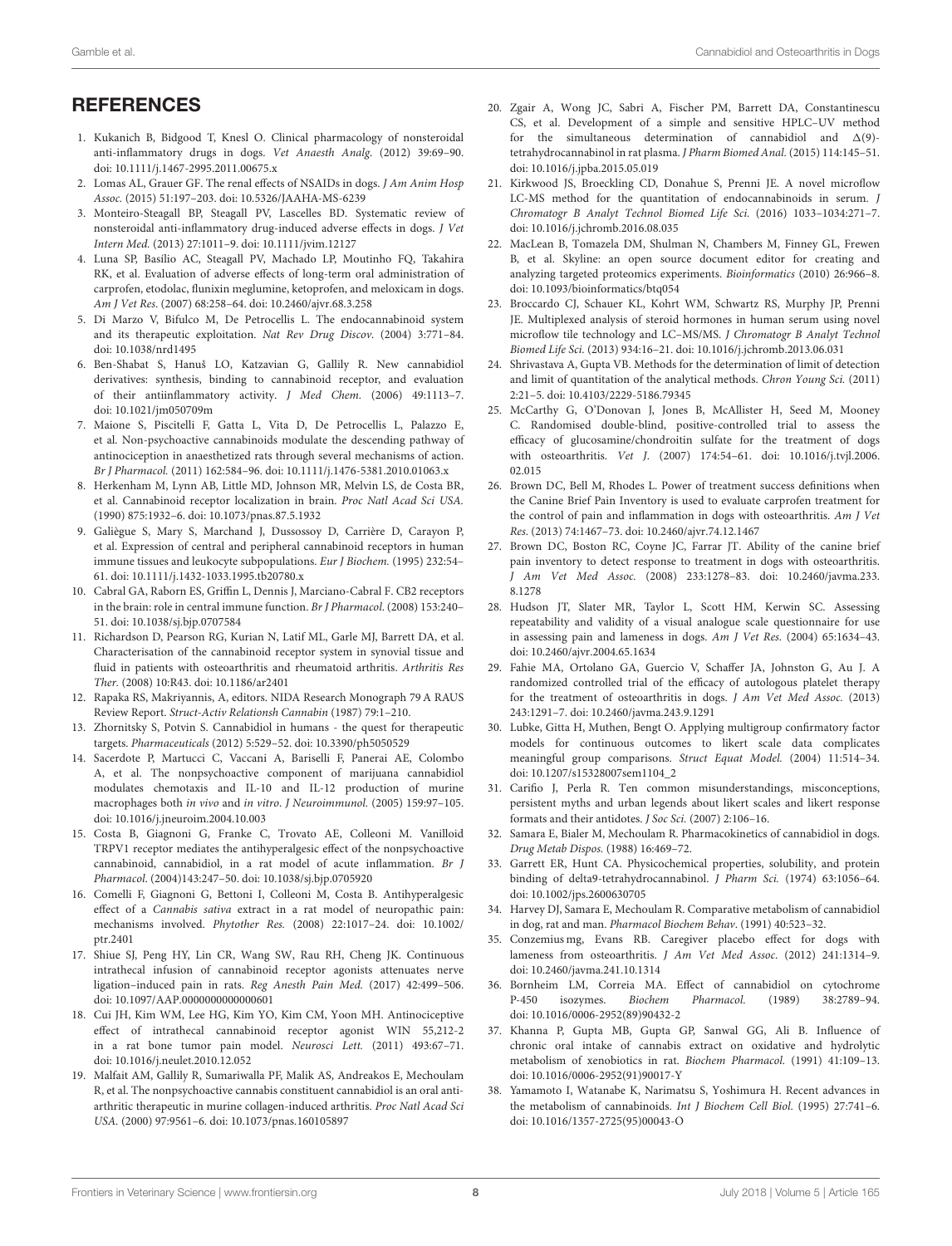## REFERENCES

1. Kukanich B, Bidgood T, Knesl O. Clinical pharmacology of nonsteroidal anti-inflammatory drugs in dogs. *Vet Anaesth Analg.* (2012) 39:69–90. doi: 10.1111/j.1467-2995.2011.00675.x
2. Lomas AL, Grauer GF. The renal effects of NSAIDs in dogs. *J Am Anim Hosp Assoc.* (2015) 51:197–203. doi: 10.5326/JAAHA-MS-6239
3. Monteiro-Steagall BP, Steagall PV, Lascelles BD. Systematic review of nonsteroidal anti-inflammatory drug-induced adverse effects in dogs. *J Vet Intern Med.* (2013) 27:1011–9. doi: 10.1111/jvim.12127
4. Luna SP, Basílio AC, Steagall PV, Machado LP, Moutinho FQ, Takahira RK, et al. Evaluation of adverse effects of long-term oral administration of carprofen, etodolac, flunixin meglumine, ketoprofen, and meloxicam in dogs. *Am J Vet Res.* (2007) 68:258–64. doi: 10.2460/ajvr.68.3.258
5. Di Marzo V, Bifulco M, De Petrocellis L. The endocannabinoid system and its therapeutic exploitation. *Nat Rev Drug Discov.* (2004) 3:771–84. doi: 10.1038/nrd1495
6. Ben-Shabat S, Hanuš LO, Katzavian G, Gallily R. New cannabidiol derivatives: synthesis, binding to cannabinoid receptor, and evaluation of their antiinflammatory activity. *J Med Chem.* (2006) 49:1113–7. doi: 10.1021/jm050709m
7. Maione S, Piscitelli F, Gatta L, Vita D, De Petrocellis L, Palazzo E, et al. Non-psychoactive cannabinoids modulate the descending pathway of antinociception in anaesthetized rats through several mechanisms of action. *Br J Pharmacol.* (2011) 162:584–96. doi: 10.1111/j.1476-5381.2010.01063.x
8. Herkenham M, Lynn AB, Little MD, Johnson MR, Melvin LS, de Costa BR, et al. Cannabinoid receptor localization in brain. *Proc Natl Acad Sci USA.* (1990) 875:1932–6. doi: 10.1073/pnas.87.5.1932
9. Galiègue S, Mary S, Marchand J, Dussossoy D, Carrière D, Carayon P, et al. Expression of central and peripheral cannabinoid receptors in human immune tissues and leukocyte subpopulations. *Eur J Biochem.* (1995) 232:54–61. doi: 10.1111/j.1432-1033.1995.tb20780.x
10. Cabral GA, Raborn ES, Griffin L, Dennis J, Marciano-Cabral F. CB2 receptors in the brain: role in central immune function. *Br J Pharmacol.* (2008) 153:240–51. doi: 10.1038/sj.bjp.0707584
11. Richardson D, Pearson RG, Kurian N, Latif ML, Garle MJ, Barrett DA, et al. Characterisation of the cannabinoid receptor system in synovial tissue and fluid in patients with osteoarthritis and rheumatoid arthritis. *Arthritis Res Ther.* (2008) 10:R43. doi: 10.1186/ar2401
12. Rapaka RS, Makriyannis, A, editors. NIDA Research Monograph 79 A RAUS Review Report. *Struct-Activ Relationsh Cannabin* (1987) 79:1–210.
13. Zhornitsky S, Potvin S. Cannabidiol in humans - the quest for therapeutic targets. *Pharmaceuticals* (2012) 5:529–52. doi: 10.3390/ph5050529
14. Sacerdote P, Martucci C, Vaccani A, Bariselli F, Panerai AE, Colombo A, et al. The nonpsychoactive component of marijuana cannabidiol modulates chemotaxis and IL-10 and IL-12 production of murine macrophages both *in vivo* and *in vitro*. *J Neuroimmunol.* (2005) 159:97–105. doi: 10.1016/j.jneuroim.2004.10.003
15. Costa B, Giagnoni G, Franke C, Trovato AE, Colleoni M. Vanilloid TRPV1 receptor mediates the antihyperalgesic effect of the nonpsychoactive cannabinoid, cannabidiol, in a rat model of acute inflammation. *Br J Pharmacol.* (2004)143:247–50. doi: 10.1038/sj.bjp.0705920
16. Comelli F, Giagnoni G, Bettoni I, Colleoni M, Costa B. Antihyperalgesic effect of a *Cannabis sativa* extract in a rat model of neuropathic pain: mechanisms involved. *Phytother Res.* (2008) 22:1017–24. doi: 10.1002/ptr.2401
17. Shiue SJ, Peng HY, Lin CR, Wang SW, Rau RH, Cheng JK. Continuous intrathecal infusion of cannabinoid receptor agonists attenuates nerve ligation–induced pain in rats. *Reg Anesth Pain Med.* (2017) 42:499–506. doi: 10.1097/AAP.0000000000000601
18. Cui JH, Kim WM, Lee HG, Kim YO, Kim CM, Yoon MH. Antinociceptive effect of intrathecal cannabinoid receptor agonist WIN 55,212-2 in a rat bone tumor pain model. *Neurosci Lett.* (2011) 493:67–71. doi: 10.1016/j.neulet.2010.12.052
19. Malfait AM, Gallily R, Sumariwalla PF, Malik AS, Andreakos E, Mechoulam R, et al. The nonpsychoactive cannabis constituent cannabidiol is an oral anti-arthritic therapeutic in murine collagen-induced arthritis. *Proc Natl Acad Sci USA.* (2000) 97:9561–6. doi: 10.1073/pnas.160105897
20. Zgair A, Wong JC, Sabri A, Fischer PM, Barrett DA, Constantinescu CS, et al. Development of a simple and sensitive HPLC–UV method for the simultaneous determination of cannabidiol and $\Delta(9)$-tetrahydrocannabinol in rat plasma. *J Pharm Biomed Anal.* (2015) 114:145–51. doi: 10.1016/j.jpba.2015.05.019
21. Kirkwood JS, Broeckling CD, Donahue S, Prenni JE. A novel microflow LC-MS method for the quantitation of endocannabinoids in serum. *J Chromatogr B Analyt Technol Biomed Life Sci.* (2016) 1033–1034:271–7. doi: 10.1016/j.jchromb.2016.08.035
22. MacLean B, Tomazela DM, Shulman N, Chambers M, Finney GL, Frewen B, et al. Skyline: an open source document editor for creating and analyzing targeted proteomics experiments. *Bioinformatics* (2010) 26:966–8. doi: 10.1093/bioinformatics/btq054
23. Broccardo CJ, Schauer KL, Kohrt WM, Schwartz RS, Murphy JP, Prenni JE. Multiplexed analysis of steroid hormones in human serum using novel microflow tile technology and LC–MS/MS. *J Chromatogr B Analyt Technol Biomed Life Sci.* (2013) 934:16–21. doi: 10.1016/j.jchromb.2013.06.031
24. Shrivastava A, Gupta VB. Methods for the determination of limit of detection and limit of quantitation of the analytical methods. *Chron Young Sci.* (2011) 2:21–5. doi: 10.4103/2229-5186.79345
25. McCarthy G, O'Donovan J, Jones B, McAllister H, Seed M, Mooney C. Randomised double-blind, positive-controlled trial to assess the efficacy of glucosamine/chondroitin sulfate for the treatment of dogs with osteoarthritis. *Vet J.* (2007) 174:54–61. doi: 10.1016/j.tvjl.2006.02.015
26. Brown DC, Bell M, Rhodes L. Power of treatment success definitions when the Canine Brief Pain Inventory is used to evaluate carprofen treatment for the control of pain and inflammation in dogs with osteoarthritis. *Am J Vet Res.* (2013) 74:1467–73. doi: 10.2460/ajvr.74.12.1467
27. Brown DC, Boston RC, Coyne JC, Farrar JT. Ability of the canine brief pain inventory to detect response to treatment in dogs with osteoarthritis. *J Am Vet Med Assoc.* (2008) 233:1278–83. doi: 10.2460/javma.233.8.1278
28. Hudson JT, Slater MR, Taylor L, Scott HM, Kerwin SC. Assessing repeatability and validity of a visual analogue scale questionnaire for use in assessing pain and lameness in dogs. *Am J Vet Res.* (2004) 65:1634–43. doi: 10.2460/ajvr.2004.65.1634
29. Fahie MA, Ortolano GA, Guercio V, Schaffer JA, Johnston G, Au J. A randomized controlled trial of the efficacy of autologous platelet therapy for the treatment of osteoarthritis in dogs. *J Am Vet Med Assoc.* (2013) 243:1291–7. doi: 10.2460/javma.243.9.1291
30. Lubke, Gitta H, Muthen, Bengt O. Applying multigroup confirmatory factor models for continuous outcomes to likert scale data complicates meaningful group comparisons. *Struct Equat Model.* (2004) 11:514–34. doi: 10.1207/s15328007sem1104_2
31. Carifio J, Perla R. Ten common misunderstandings, misconceptions, persistent myths and urban legends about likert scales and likert response formats and their antidotes. *J Soc Sci.* (2007) 2:106–16.
32. Samara E, Bialer M, Mechoulam R. Pharmacokinetics of cannabidiol in dogs. *Drug Metab Dispos.* (1988) 16:469–72.
33. Garrett ER, Hunt CA. Physicochemical properties, solubility, and protein binding of delta9-tetrahydrocannabinol. *J Pharm Sci.* (1974) 63:1056–64. doi: 10.1002/jps.2600630705
34. Harvey DJ, Samara E, Mechoulam R. Comparative metabolism of cannabidiol in dog, rat and man. *Pharmacol Biochem Behav.* (1991) 40:523–32.
35. Conzemius mg, Evans RB. Caregiver placebo effect for dogs with lameness from osteoarthritis. *J Am Vet Med Assoc.* (2012) 241:1314–9. doi: 10.2460/javma.241.10.1314
36. Bornheim LM, Correia MA. Effect of cannabidiol on cytochrome P-450 isozymes. *Biochem Pharmacol.* (1989) 38:2789–94. doi: 10.1016/0006-2952(89)90432-2
37. Khanna P, Gupta MB, Gupta GP, Sanwal GG, Ali B. Influence of chronic oral intake of cannabis extract on oxidative and hydrolytic metabolism of xenobiotics in rat. *Biochem Pharmacol.* (1991) 41:109–13. doi: 10.1016/0006-2952(91)90017-Y
38. Yamamoto I, Watanabe K, Narimatsu S, Yoshimura H. Recent advances in the metabolism of cannabinoids. *Int J Biochem Cell Biol.* (1995) 27:741–6. doi: 10.1016/1357-2725(95)00043-O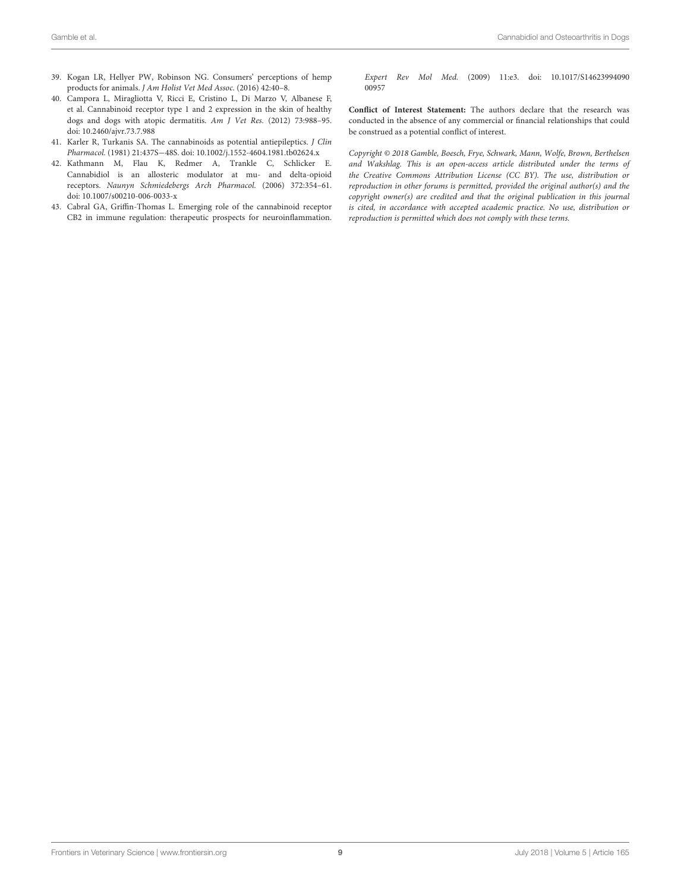39. Kogan LR, Hellyer PW, Robinson NG. Consumers' perceptions of hemp products for animals. *J Am Holist Vet Med Assoc.* (2016) 42:40–8.
40. Campora L, Miragliotta V, Ricci E, Cristino L, Di Marzo V, Albanese F, et al. Cannabinoid receptor type 1 and 2 expression in the skin of healthy dogs and dogs with atopic dermatitis. *Am J Vet Res.* (2012) 73:988–95. doi: 10.2460/ajvr.73.7.988
41. Karler R, Turkanis SA. The cannabinoids as potential antiepileptics. *J Clin Pharmacol.* (1981) 21:437S−48S. doi: 10.1002/j.1552-4604.1981.tb02624.x
42. Kathmann M, Flau K, Redmer A, Trankle C, Schlicker E. Cannabidiol is an allosteric modulator at mu- and delta-opioid receptors. *Naunyn Schmiedebergs Arch Pharmacol.* (2006) 372:354–61. doi: 10.1007/s00210-006-0033-x
43. Cabral GA, Griffin-Thomas L. Emerging role of the cannabinoid receptor CB2 in immune regulation: therapeutic prospects for neuroinflammation. *Expert Rev Mol Med.* (2009) 11:e3. doi: 10.1017/S1462399409000957

**Conflict of Interest Statement:** The authors declare that the research was conducted in the absence of any commercial or financial relationships that could be construed as a potential conflict of interest.

*Copyright © 2018 Gamble, Boesch, Frye, Schwark, Mann, Wolfe, Brown, Berthelsen and Wakshlag. This is an open-access article distributed under the terms of the Creative Commons Attribution License (CC BY). The use, distribution or reproduction in other forums is permitted, provided the original author(s) and the copyright owner(s) are credited and that the original publication in this journal is cited, in accordance with accepted academic practice. No use, distribution or reproduction is permitted which does not comply with these terms.*